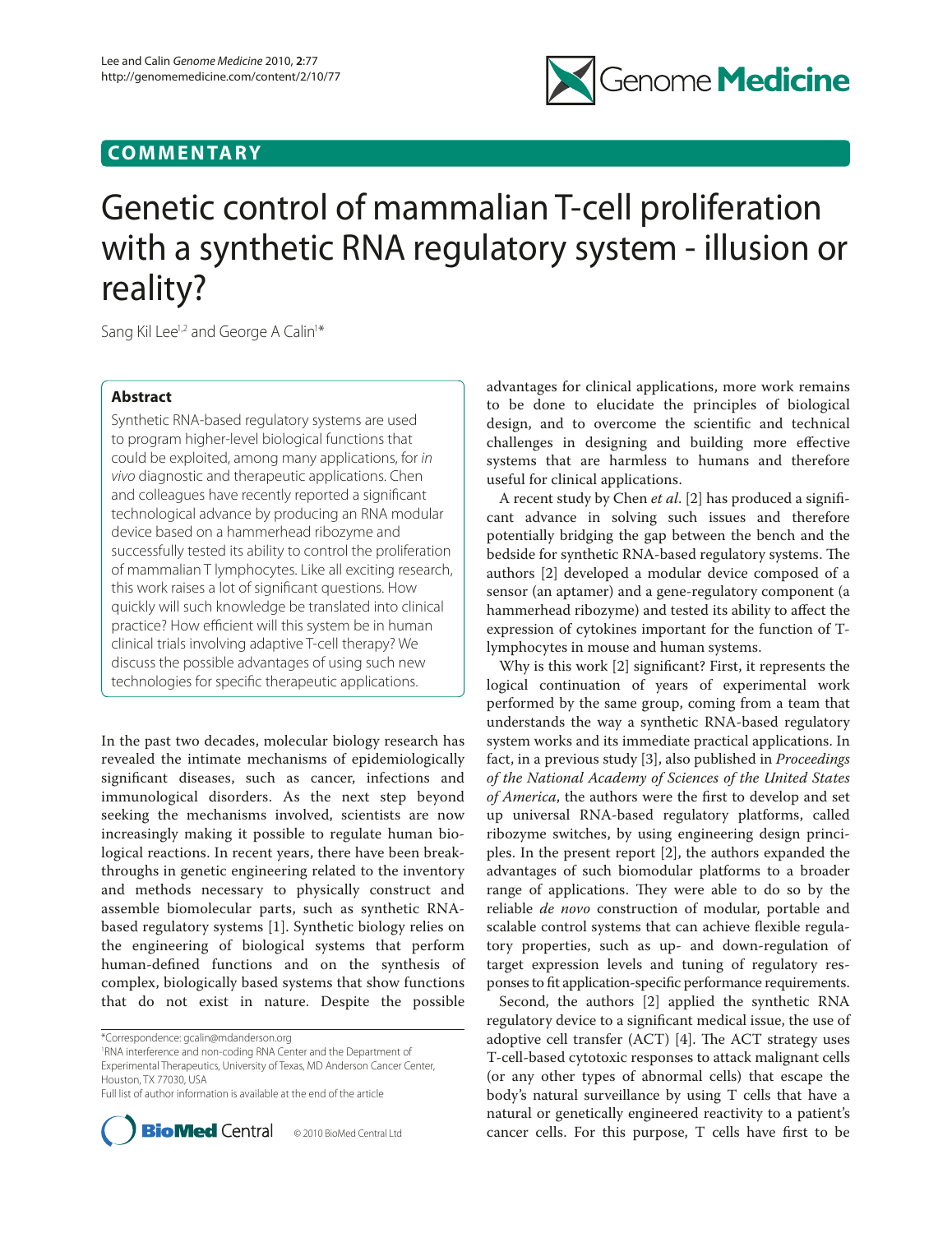**COMMENTARY**

# Genetic control of mammalian T-cell proliferation with a synthetic RNA regulatory system - illusion or reality?

Sang Kil Lee[1,2] and George A Calin[1]*

## Abstract

Synthetic RNA-based regulatory systems are used to program higher-level biological functions that could be exploited, among many applications, for *in vivo* diagnostic and therapeutic applications. Chen and colleagues have recently reported a significant technological advance by producing an RNA modular device based on a hammerhead ribozyme and successfully tested its ability to control the proliferation of mammalian T lymphocytes. Like all exciting research, this work raises a lot of significant questions. How quickly will such knowledge be translated into clinical practice? How efficient will this system be in human clinical trials involving adaptive T-cell therapy? We discuss the possible advantages of using such new technologies for specific therapeutic applications.

In the past two decades, molecular biology research has revealed the intimate mechanisms of epidemiologically significant diseases, such as cancer, infections and immunological disorders. As the next step beyond seeking the mechanisms involved, scientists are now increasingly making it possible to regulate human biological reactions. In recent years, there have been breakthroughs in genetic engineering related to the inventory and methods necessary to physically construct and assemble biomolecular parts, such as synthetic RNA-based regulatory systems [1]. Synthetic biology relies on the engineering of biological systems that perform human-defined functions and on the synthesis of complex, biologically based systems that show functions that do not exist in nature. Despite the possible advantages for clinical applications, more work remains to be done to elucidate the principles of biological design, and to overcome the scientific and technical challenges in designing and building more effective systems that are harmless to humans and therefore useful for clinical applications.

A recent study by Chen *et al*. [2] has produced a significant advance in solving such issues and therefore potentially bridging the gap between the bench and the bedside for synthetic RNA-based regulatory systems. The authors [2] developed a modular device composed of a sensor (an aptamer) and a gene-regulatory component (a hammerhead ribozyme) and tested its ability to affect the expression of cytokines important for the function of T-lymphocytes in mouse and human systems.

Why is this work [2] significant? First, it represents the logical continuation of years of experimental work performed by the same group, coming from a team that understands the way a synthetic RNA-based regulatory system works and its immediate practical applications. In fact, in a previous study [3], also published in *Proceedings of the National Academy of Sciences of the United States of America*, the authors were the first to develop and set up universal RNA-based regulatory platforms, called ribozyme switches, by using engineering design principles. In the present report [2], the authors expanded the advantages of such biomodular platforms to a broader range of applications. They were able to do so by the reliable *de novo* construction of modular, portable and scalable control systems that can achieve flexible regulatory properties, such as up- and down-regulation of target expression levels and tuning of regulatory responses to fit application-specific performance requirements.

Second, the authors [2] applied the synthetic RNA regulatory device to a significant medical issue, the use of adoptive cell transfer (ACT) [4]. The ACT strategy uses T-cell-based cytotoxic responses to attack malignant cells (or any other types of abnormal cells) that escape the body's natural surveillance by using T cells that have a natural or genetically engineered reactivity to a patient's cancer cells. For this purpose, T cells have first to be

*Correspondence: gcalin@mdanderson.org
[1]RNA interference and non-coding RNA Center and the Department of Experimental Therapeutics, University of Texas, MD Anderson Cancer Center, Houston, TX 77030, USA
Full list of author information is available at the end of the article

© 2010 BioMed Central Ltd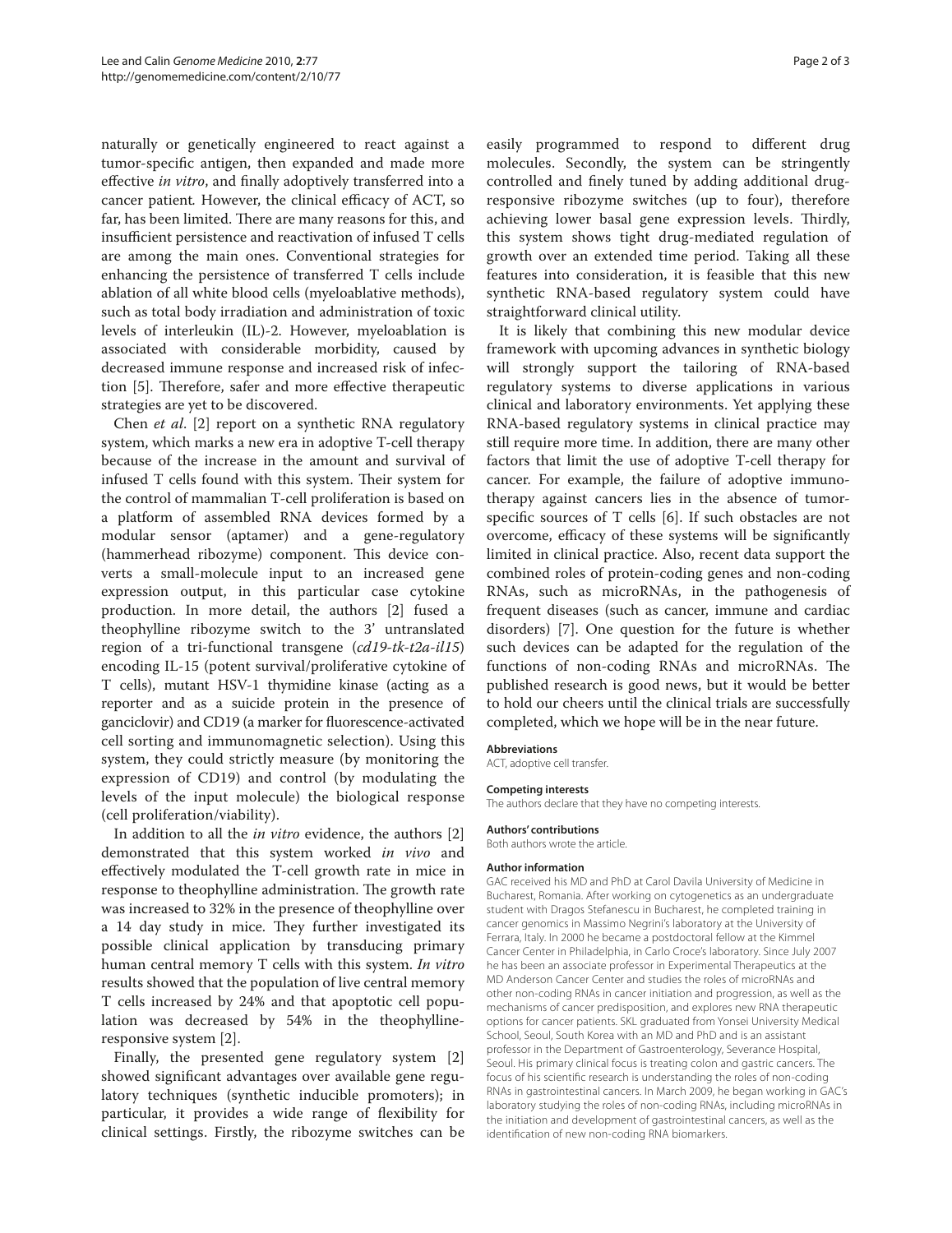naturally or genetically engineered to react against a tumor-specific antigen, then expanded and made more effective *in vitro*, and finally adoptively transferred into a cancer patient. However, the clinical efficacy of ACT, so far, has been limited. There are many reasons for this, and insufficient persistence and reactivation of infused T cells are among the main ones. Conventional strategies for enhancing the persistence of transferred T cells include ablation of all white blood cells (myeloablative methods), such as total body irradiation and administration of toxic levels of interleukin (IL)-2. However, myeloablation is associated with considerable morbidity, caused by decreased immune response and increased risk of infection [5]. Therefore, safer and more effective therapeutic strategies are yet to be discovered.

Chen *et al*. [2] report on a synthetic RNA regulatory system, which marks a new era in adoptive T-cell therapy because of the increase in the amount and survival of infused T cells found with this system. Their system for the control of mammalian T-cell proliferation is based on a platform of assembled RNA devices formed by a modular sensor (aptamer) and a gene-regulatory (hammerhead ribozyme) component. This device converts a small-molecule input to an increased gene expression output, in this particular case cytokine production. In more detail, the authors [2] fused a theophylline ribozyme switch to the 3' untranslated region of a tri-functional transgene (*cd19-tk-t2a-il15*) encoding IL-15 (potent survival/proliferative cytokine of T cells), mutant HSV-1 thymidine kinase (acting as a reporter and as a suicide protein in the presence of ganciclovir) and CD19 (a marker for fluorescence-activated cell sorting and immunomagnetic selection). Using this system, they could strictly measure (by monitoring the expression of CD19) and control (by modulating the levels of the input molecule) the biological response (cell proliferation/viability).

In addition to all the *in vitro* evidence, the authors [2] demonstrated that this system worked *in vivo* and effectively modulated the T-cell growth rate in mice in response to theophylline administration. The growth rate was increased to 32% in the presence of theophylline over a 14 day study in mice. They further investigated its possible clinical application by transducing primary human central memory T cells with this system. *In vitro* results showed that the population of live central memory T cells increased by 24% and that apoptotic cell population was decreased by 54% in the theophylline-responsive system [2].

Finally, the presented gene regulatory system [2] showed significant advantages over available gene regulatory techniques (synthetic inducible promoters); in particular, it provides a wide range of flexibility for clinical settings. Firstly, the ribozyme switches can be easily programmed to respond to different drug molecules. Secondly, the system can be stringently controlled and finely tuned by adding additional drug-responsive ribozyme switches (up to four), therefore achieving lower basal gene expression levels. Thirdly, this system shows tight drug-mediated regulation of growth over an extended time period. Taking all these features into consideration, it is feasible that this new synthetic RNA-based regulatory system could have straightforward clinical utility.

It is likely that combining this new modular device framework with upcoming advances in synthetic biology will strongly support the tailoring of RNA-based regulatory systems to diverse applications in various clinical and laboratory environments. Yet applying these RNA-based regulatory systems in clinical practice may still require more time. In addition, there are many other factors that limit the use of adoptive T-cell therapy for cancer. For example, the failure of adoptive immunotherapy against cancers lies in the absence of tumor-specific sources of T cells [6]. If such obstacles are not overcome, efficacy of these systems will be significantly limited in clinical practice. Also, recent data support the combined roles of protein-coding genes and non-coding RNAs, such as microRNAs, in the pathogenesis of frequent diseases (such as cancer, immune and cardiac disorders) [7]. One question for the future is whether such devices can be adapted for the regulation of the functions of non-coding RNAs and microRNAs. The published research is good news, but it would be better to hold our cheers until the clinical trials are successfully completed, which we hope will be in the near future.

#### Abbreviations

ACT, adoptive cell transfer.

#### Competing interests

The authors declare that they have no competing interests.

#### Authors' contributions

Both authors wrote the article.

#### Author information

GAC received his MD and PhD at Carol Davila University of Medicine in Bucharest, Romania. After working on cytogenetics as an undergraduate student with Dragos Stefanescu in Bucharest, he completed training in cancer genomics in Massimo Negrini's laboratory at the University of Ferrara, Italy. In 2000 he became a postdoctoral fellow at the Kimmel Cancer Center in Philadelphia, in Carlo Croce's laboratory. Since July 2007 he has been an associate professor in Experimental Therapeutics at the MD Anderson Cancer Center and studies the roles of microRNAs and other non-coding RNAs in cancer initiation and progression, as well as the mechanisms of cancer predisposition, and explores new RNA therapeutic options for cancer patients. SKL graduated from Yonsei University Medical School, Seoul, South Korea with an MD and PhD and is an assistant professor in the Department of Gastroenterology, Severance Hospital, Seoul. His primary clinical focus is treating colon and gastric cancers. The focus of his scientific research is understanding the roles of non-coding RNAs in gastrointestinal cancers. In March 2009, he began working in GAC's laboratory studying the roles of non-coding RNAs, including microRNAs in the initiation and development of gastrointestinal cancers, as well as the identification of new non-coding RNA biomarkers.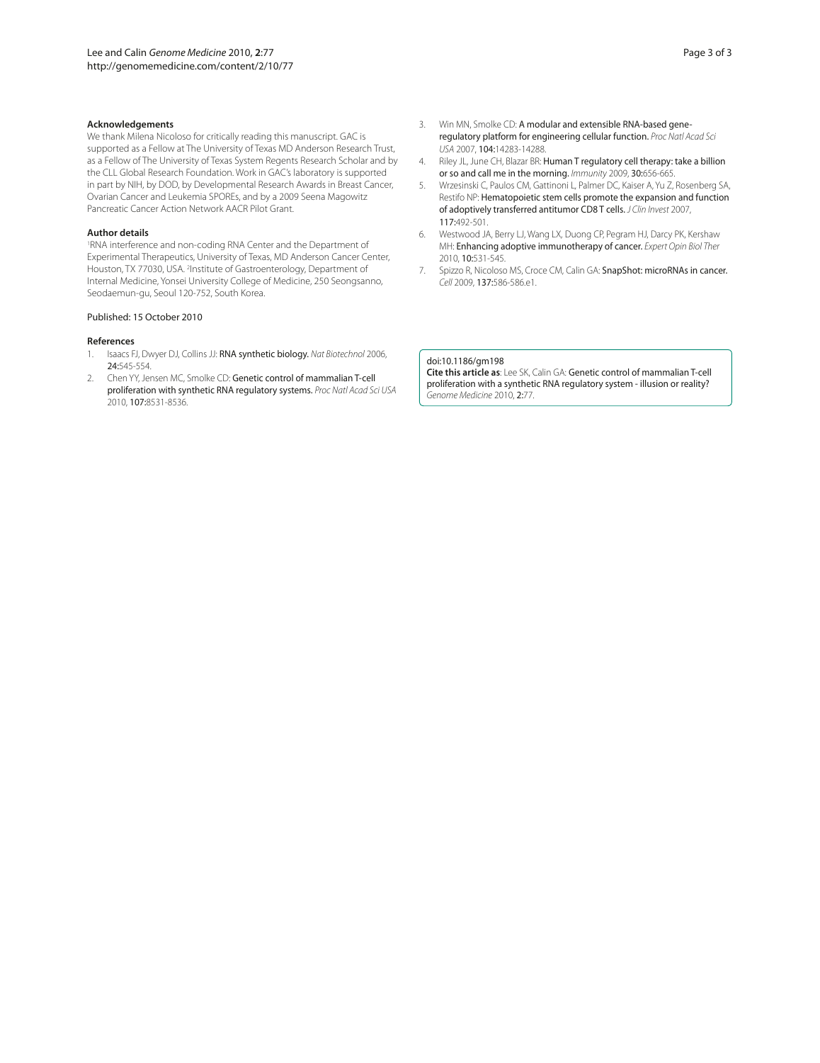### Acknowledgements

We thank Milena Nicoloso for critically reading this manuscript. GAC is supported as a Fellow at The University of Texas MD Anderson Research Trust, as a Fellow of The University of Texas System Regents Research Scholar and by the CLL Global Research Foundation. Work in GAC's laboratory is supported in part by NIH, by DOD, by Developmental Research Awards in Breast Cancer, Ovarian Cancer and Leukemia SPOREs, and by a 2009 Seena Magowitz Pancreatic Cancer Action Network AACR Pilot Grant.

### Author details

[1]RNA interference and non-coding RNA Center and the Department of Experimental Therapeutics, University of Texas, MD Anderson Cancer Center, Houston, TX 77030, USA. [2]Institute of Gastroenterology, Department of Internal Medicine, Yonsei University College of Medicine, 250 Seongsanno, Seodaemun-gu, Seoul 120-752, South Korea.

Published: 15 October 2010

### References

1. Isaacs FJ, Dwyer DJ, Collins JJ: **RNA synthetic biology.** *Nat Biotechnol* 2006, **24:**545-554.
2. Chen YY, Jensen MC, Smolke CD: **Genetic control of mammalian T-cell proliferation with synthetic RNA regulatory systems.** *Proc Natl Acad Sci USA* 2010, **107:**8531-8536.
3. Win MN, Smolke CD: **A modular and extensible RNA-based gene-regulatory platform for engineering cellular function.** *Proc Natl Acad Sci USA* 2007, **104:**14283-14288.
4. Riley JL, June CH, Blazar BR: **Human T regulatory cell therapy: take a billion or so and call me in the morning.** *Immunity* 2009, **30:**656-665.
5. Wrzesinski C, Paulos CM, Gattinoni L, Palmer DC, Kaiser A, Yu Z, Rosenberg SA, Restifo NP: **Hematopoietic stem cells promote the expansion and function of adoptively transferred antitumor CD8 T cells.** *J Clin Invest* 2007, **117:**492-501.
6. Westwood JA, Berry LJ, Wang LX, Duong CP, Pegram HJ, Darcy PK, Kershaw MH: **Enhancing adoptive immunotherapy of cancer.** *Expert Opin Biol Ther* 2010, **10:**531-545.
7. Spizzo R, Nicoloso MS, Croce CM, Calin GA: **SnapShot: microRNAs in cancer.** *Cell* 2009, **137:**586-586.e1.

doi:10.1186/gm198

**Cite this article as**: Lee SK, Calin GA: Genetic control of mammalian T-cell proliferation with a synthetic RNA regulatory system - illusion or reality? *Genome Medicine* 2010, **2:**77.